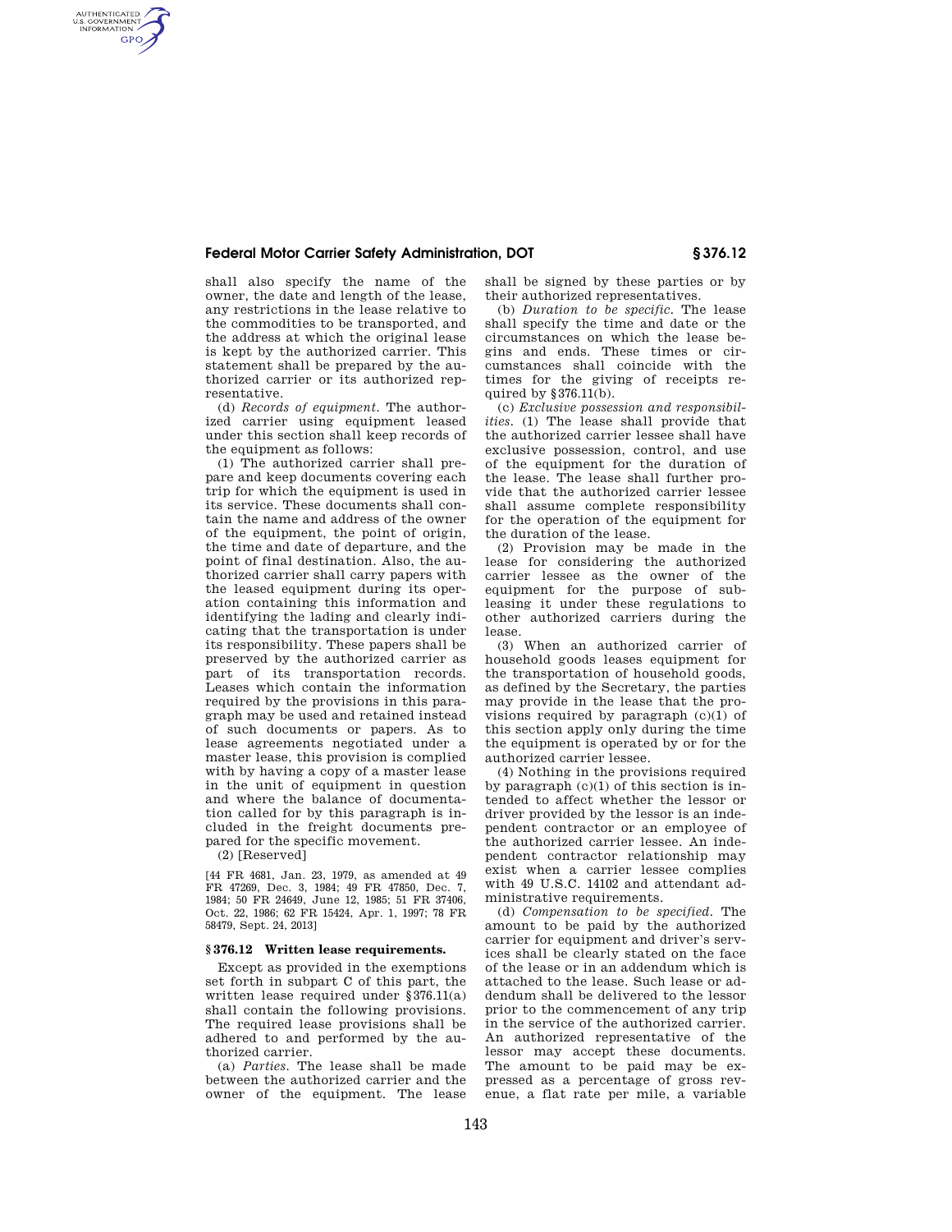shall also specify the name of the owner, the date and length of the lease, any restrictions in the lease relative to the commodities to be transported, and the address at which the original lease is kept by the authorized carrier. This statement shall be prepared by the authorized carrier or its authorized representative.

(d) *Records of equipment.* The authorized carrier using equipment leased under this section shall keep records of the equipment as follows:

(1) The authorized carrier shall prepare and keep documents covering each trip for which the equipment is used in its service. These documents shall contain the name and address of the owner of the equipment, the point of origin, the time and date of departure, and the point of final destination. Also, the authorized carrier shall carry papers with the leased equipment during its operation containing this information and identifying the lading and clearly indicating that the transportation is under its responsibility. These papers shall be preserved by the authorized carrier as part of its transportation records. Leases which contain the information required by the provisions in this paragraph may be used and retained instead of such documents or papers. As to lease agreements negotiated under a master lease, this provision is complied with by having a copy of a master lease in the unit of equipment in question and where the balance of documentation called for by this paragraph is included in the freight documents prepared for the specific movement.

(2) [Reserved]

[44 FR 4681, Jan. 23, 1979, as amended at 49 FR 47269, Dec. 3, 1984; 49 FR 47850, Dec. 7, 1984; 50 FR 24649, June 12, 1985; 51 FR 37406, Oct. 22, 1986; 62 FR 15424, Apr. 1, 1997; 78 FR 58479, Sept. 24, 2013]

## § 376.12 Written lease requirements.

Except as provided in the exemptions set forth in subpart C of this part, the written lease required under §376.11(a) shall contain the following provisions. The required lease provisions shall be adhered to and performed by the authorized carrier.

(a) *Parties.* The lease shall be made between the authorized carrier and the owner of the equipment. The lease shall be signed by these parties or by their authorized representatives.

(b) *Duration to be specific.* The lease shall specify the time and date or the circumstances on which the lease begins and ends. These times or circumstances shall coincide with the times for the giving of receipts required by §376.11(b).

(c) *Exclusive possession and responsibilities.* (1) The lease shall provide that the authorized carrier lessee shall have exclusive possession, control, and use of the equipment for the duration of the lease. The lease shall further provide that the authorized carrier lessee shall assume complete responsibility for the operation of the equipment for the duration of the lease.

(2) Provision may be made in the lease for considering the authorized carrier lessee as the owner of the equipment for the purpose of subleasing it under these regulations to other authorized carriers during the lease.

(3) When an authorized carrier of household goods leases equipment for the transportation of household goods, as defined by the Secretary, the parties may provide in the lease that the provisions required by paragraph (c)(1) of this section apply only during the time the equipment is operated by or for the authorized carrier lessee.

(4) Nothing in the provisions required by paragraph (c)(1) of this section is intended to affect whether the lessor or driver provided by the lessor is an independent contractor or an employee of the authorized carrier lessee. An independent contractor relationship may exist when a carrier lessee complies with 49 U.S.C. 14102 and attendant administrative requirements.

(d) *Compensation to be specified.* The amount to be paid by the authorized carrier for equipment and driver's services shall be clearly stated on the face of the lease or in an addendum which is attached to the lease. Such lease or addendum shall be delivered to the lessor prior to the commencement of any trip in the service of the authorized carrier. An authorized representative of the lessor may accept these documents. The amount to be paid may be expressed as a percentage of gross revenue, a flat rate per mile, a variable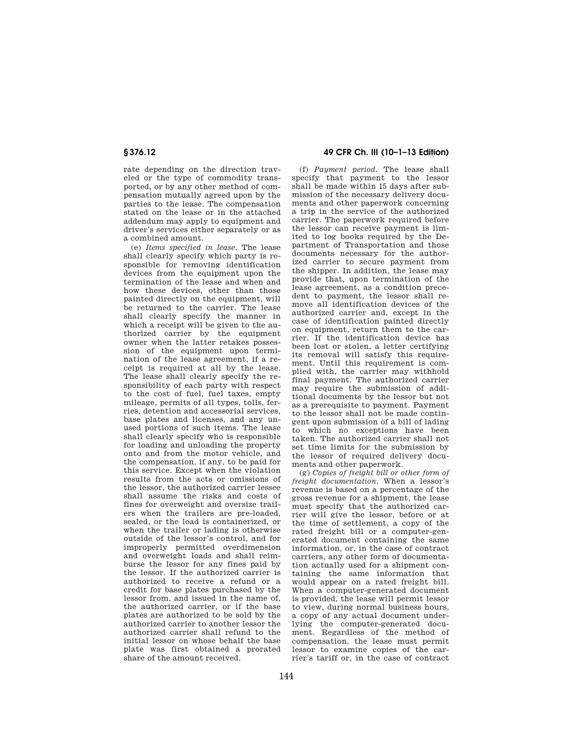rate depending on the direction traveled or the type of commodity transported, or by any other method of compensation mutually agreed upon by the parties to the lease. The compensation stated on the lease or in the attached addendum may apply to equipment and driver's services either separately or as a combined amount.

(e) *Items specified in lease.* The lease shall clearly specify which party is responsible for removing identification devices from the equipment upon the termination of the lease and when and how these devices, other than those painted directly on the equipment, will be returned to the carrier. The lease shall clearly specify the manner in which a receipt will be given to the authorized carrier by the equipment owner when the latter retakes possession of the equipment upon termination of the lease agreement, if a receipt is required at all by the lease. The lease shall clearly specify the responsibility of each party with respect to the cost of fuel, fuel taxes, empty mileage, permits of all types, tolls, ferries, detention and accessorial services, base plates and licenses, and any unused portions of such items. The lease shall clearly specify who is responsible for loading and unloading the property onto and from the motor vehicle, and the compensation, if any, to be paid for this service. Except when the violation results from the acts or omissions of the lessor, the authorized carrier lessee shall assume the risks and costs of fines for overweight and oversize trailers when the trailers are pre-loaded, sealed, or the load is containerized, or when the trailer or lading is otherwise outside of the lessor's control, and for improperly permitted overdimension and overweight loads and shall reimburse the lessor for any fines paid by the lessor. If the authorized carrier is authorized to receive a refund or a credit for base plates purchased by the lessor from, and issued in the name of, the authorized carrier, or if the base plates are authorized to be sold by the authorized carrier to another lessor the authorized carrier shall refund to the initial lessor on whose behalf the base plate was first obtained a prorated share of the amount received.

(f) *Payment period.* The lease shall specify that payment to the lessor shall be made within 15 days after submission of the necessary delivery documents and other paperwork concerning a trip in the service of the authorized carrier. The paperwork required before the lessor can receive payment is limited to log books required by the Department of Transportation and those documents necessary for the authorized carrier to secure payment from the shipper. In addition, the lease may provide that, upon termination of the lease agreement, as a condition precedent to payment, the lessor shall remove all identification devices of the authorized carrier and, except in the case of identification painted directly on equipment, return them to the carrier. If the identification device has been lost or stolen, a letter certifying its removal will satisfy this requirement. Until this requirement is complied with, the carrier may withhold final payment. The authorized carrier may require the submission of additional documents by the lessor but not as a prerequisite to payment. Payment to the lessor shall not be made contingent upon submission of a bill of lading to which no exceptions have been taken. The authorized carrier shall not set time limits for the submission by the lessor of required delivery documents and other paperwork.

(g) *Copies of freight bill or other form of freight documentation.* When a lessor's revenue is based on a percentage of the gross revenue for a shipment, the lease must specify that the authorized carrier will give the lessor, before or at the time of settlement, a copy of the rated freight bill or a computer-generated document containing the same information, or, in the case of contract carriers, any other form of documentation actually used for a shipment containing the same information that would appear on a rated freight bill. When a computer-generated document is provided, the lease will permit lessor to view, during normal business hours, a copy of any actual document underlying the computer-generated document. Regardless of the method of compensation, the lease must permit lessor to examine copies of the carrier's tariff or, in the case of contract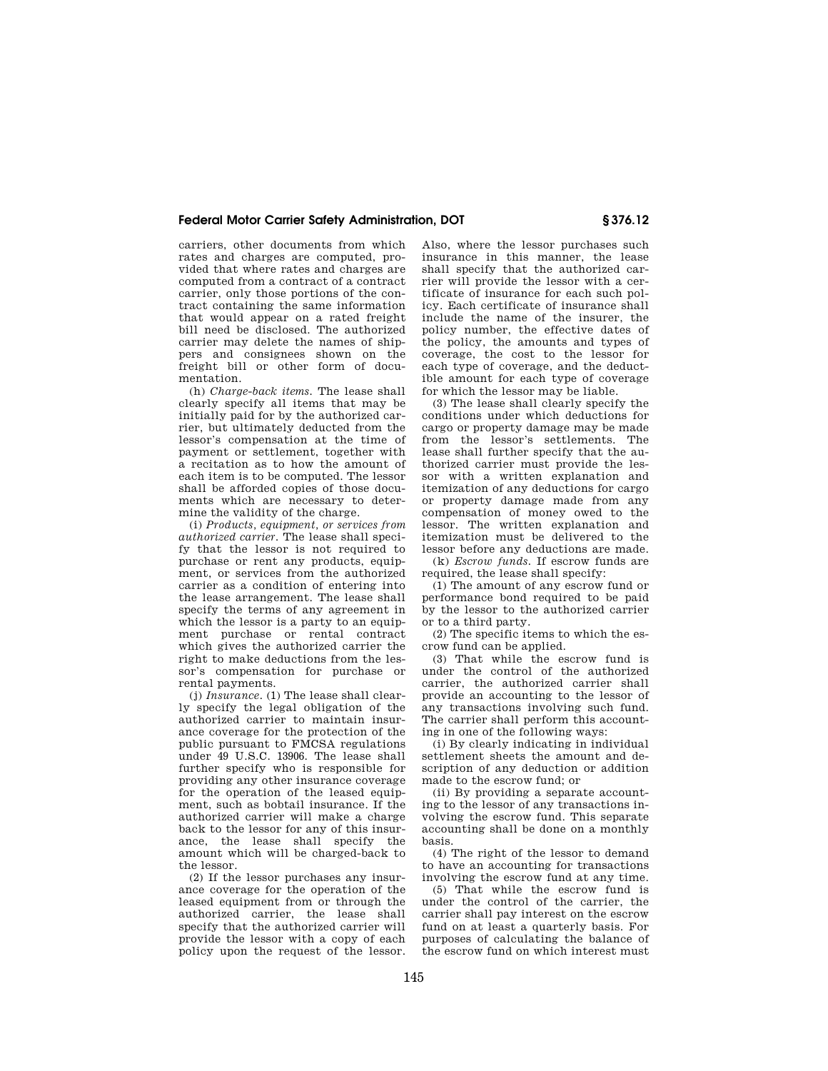carriers, other documents from which rates and charges are computed, provided that where rates and charges are computed from a contract of a contract carrier, only those portions of the contract containing the same information that would appear on a rated freight bill need be disclosed. The authorized carrier may delete the names of shippers and consignees shown on the freight bill or other form of documentation.

(h) *Charge-back items.* The lease shall clearly specify all items that may be initially paid for by the authorized carrier, but ultimately deducted from the lessor's compensation at the time of payment or settlement, together with a recitation as to how the amount of each item is to be computed. The lessor shall be afforded copies of those documents which are necessary to determine the validity of the charge.

(i) *Products, equipment, or services from authorized carrier.* The lease shall specify that the lessor is not required to purchase or rent any products, equipment, or services from the authorized carrier as a condition of entering into the lease arrangement. The lease shall specify the terms of any agreement in which the lessor is a party to an equipment purchase or rental contract which gives the authorized carrier the right to make deductions from the lessor's compensation for purchase or rental payments.

(j) *Insurance.* (1) The lease shall clearly specify the legal obligation of the authorized carrier to maintain insurance coverage for the protection of the public pursuant to FMCSA regulations under 49 U.S.C. 13906. The lease shall further specify who is responsible for providing any other insurance coverage for the operation of the leased equipment, such as bobtail insurance. If the authorized carrier will make a charge back to the lessor for any of this insurance, the lease shall specify the amount which will be charged-back to the lessor.

(2) If the lessor purchases any insurance coverage for the operation of the leased equipment from or through the authorized carrier, the lease shall specify that the authorized carrier will provide the lessor with a copy of each policy upon the request of the lessor. Also, where the lessor purchases such insurance in this manner, the lease shall specify that the authorized carrier will provide the lessor with a certificate of insurance for each such policy. Each certificate of insurance shall include the name of the insurer, the policy number, the effective dates of the policy, the amounts and types of coverage, the cost to the lessor for each type of coverage, and the deductible amount for each type of coverage for which the lessor may be liable.

(3) The lease shall clearly specify the conditions under which deductions for cargo or property damage may be made from the lessor's settlements. The lease shall further specify that the authorized carrier must provide the lessor with a written explanation and itemization of any deductions for cargo or property damage made from any compensation of money owed to the lessor. The written explanation and itemization must be delivered to the lessor before any deductions are made.

(k) *Escrow funds.* If escrow funds are required, the lease shall specify:

(1) The amount of any escrow fund or performance bond required to be paid by the lessor to the authorized carrier or to a third party.

(2) The specific items to which the escrow fund can be applied.

(3) That while the escrow fund is under the control of the authorized carrier, the authorized carrier shall provide an accounting to the lessor of any transactions involving such fund. The carrier shall perform this accounting in one of the following ways:

(i) By clearly indicating in individual settlement sheets the amount and description of any deduction or addition made to the escrow fund; or

(ii) By providing a separate accounting to the lessor of any transactions involving the escrow fund. This separate accounting shall be done on a monthly basis.

(4) The right of the lessor to demand to have an accounting for transactions involving the escrow fund at any time.

(5) That while the escrow fund is under the control of the carrier, the carrier shall pay interest on the escrow fund on at least a quarterly basis. For purposes of calculating the balance of the escrow fund on which interest must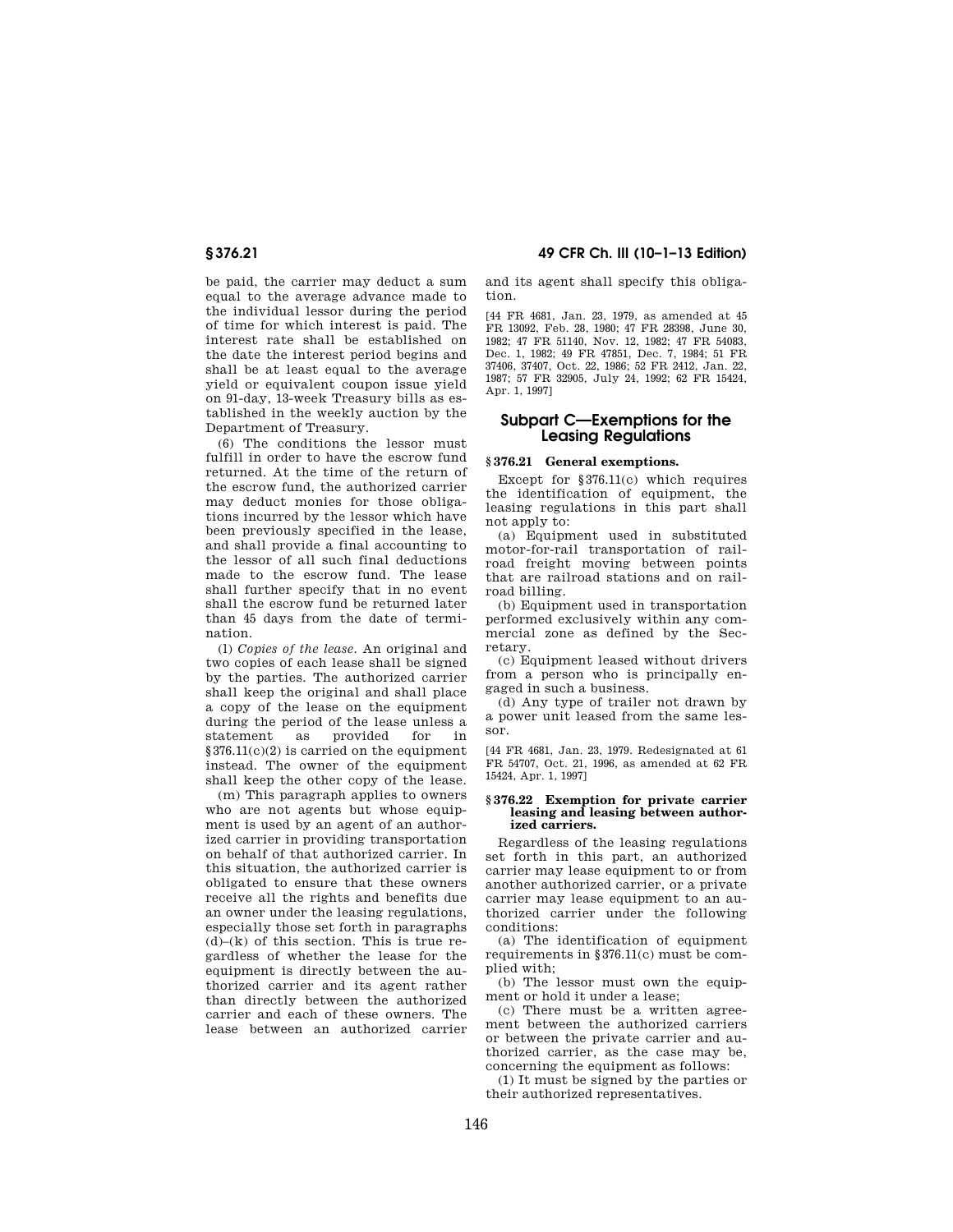be paid, the carrier may deduct a sum equal to the average advance made to the individual lessor during the period of time for which interest is paid. The interest rate shall be established on the date the interest period begins and shall be at least equal to the average yield or equivalent coupon issue yield on 91-day, 13-week Treasury bills as established in the weekly auction by the Department of Treasury.

(6) The conditions the lessor must fulfill in order to have the escrow fund returned. At the time of the return of the escrow fund, the authorized carrier may deduct monies for those obligations incurred by the lessor which have been previously specified in the lease, and shall provide a final accounting to the lessor of all such final deductions made to the escrow fund. The lease shall further specify that in no event shall the escrow fund be returned later than 45 days from the date of termination.

(l) *Copies of the lease.* An original and two copies of each lease shall be signed by the parties. The authorized carrier shall keep the original and shall place a copy of the lease on the equipment during the period of the lease unless a statement as provided for in §376.11(c)(2) is carried on the equipment instead. The owner of the equipment shall keep the other copy of the lease.

(m) This paragraph applies to owners who are not agents but whose equipment is used by an agent of an authorized carrier in providing transportation on behalf of that authorized carrier. In this situation, the authorized carrier is obligated to ensure that these owners receive all the rights and benefits due an owner under the leasing regulations, especially those set forth in paragraphs (d)–(k) of this section. This is true regardless of whether the lease for the equipment is directly between the authorized carrier and its agent rather than directly between the authorized carrier and each of these owners. The lease between an authorized carrier and its agent shall specify this obligation.

[44 FR 4681, Jan. 23, 1979, as amended at 45 FR 13092, Feb. 28, 1980; 47 FR 28398, June 30, 1982; 47 FR 51140, Nov. 12, 1982; 47 FR 54083, Dec. 1, 1982; 49 FR 47851, Dec. 7, 1984; 51 FR 37406, 37407, Oct. 22, 1986; 52 FR 2412, Jan. 22, 1987; 57 FR 32905, July 24, 1992; 62 FR 15424, Apr. 1, 1997]

## Subpart C—Exemptions for the Leasing Regulations

### § 376.21 General exemptions.

Except for §376.11(c) which requires the identification of equipment, the leasing regulations in this part shall not apply to:

(a) Equipment used in substituted motor-for-rail transportation of railroad freight moving between points that are railroad stations and on railroad billing.

(b) Equipment used in transportation performed exclusively within any commercial zone as defined by the Secretary.

(c) Equipment leased without drivers from a person who is principally engaged in such a business.

(d) Any type of trailer not drawn by a power unit leased from the same lessor.

[44 FR 4681, Jan. 23, 1979. Redesignated at 61 FR 54707, Oct. 21, 1996, as amended at 62 FR 15424, Apr. 1, 1997]

### § 376.22 Exemption for private carrier leasing and leasing between authorized carriers.

Regardless of the leasing regulations set forth in this part, an authorized carrier may lease equipment to or from another authorized carrier, or a private carrier may lease equipment to an authorized carrier under the following conditions:

(a) The identification of equipment requirements in §376.11(c) must be complied with;

(b) The lessor must own the equipment or hold it under a lease;

(c) There must be a written agreement between the authorized carriers or between the private carrier and authorized carrier, as the case may be, concerning the equipment as follows:

(1) It must be signed by the parties or their authorized representatives.